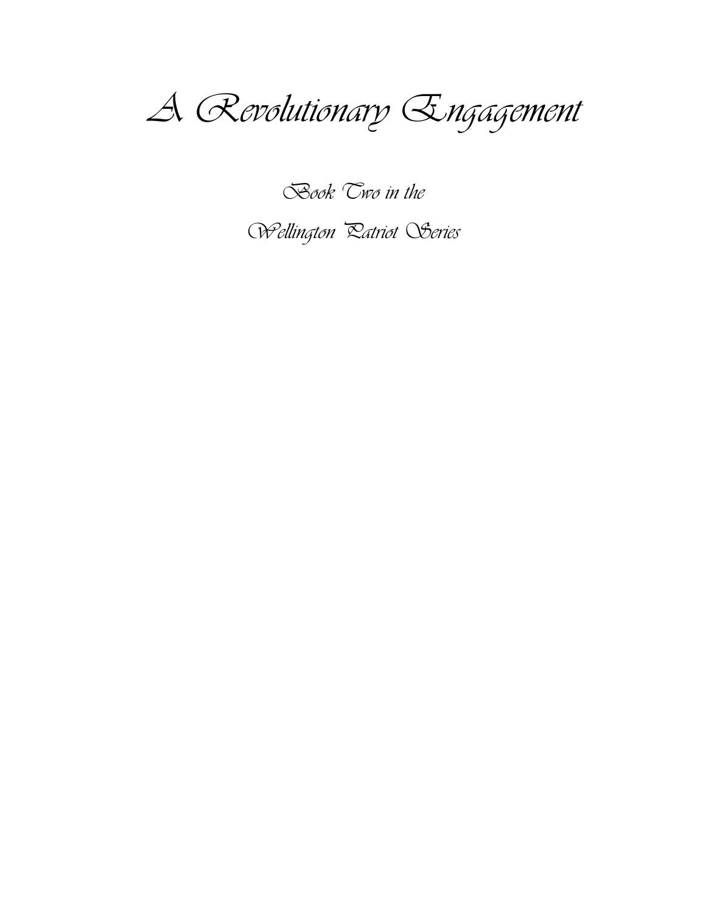# A Revolutionary Engagement

*Book Two in the*

*Wellington Patriot Series*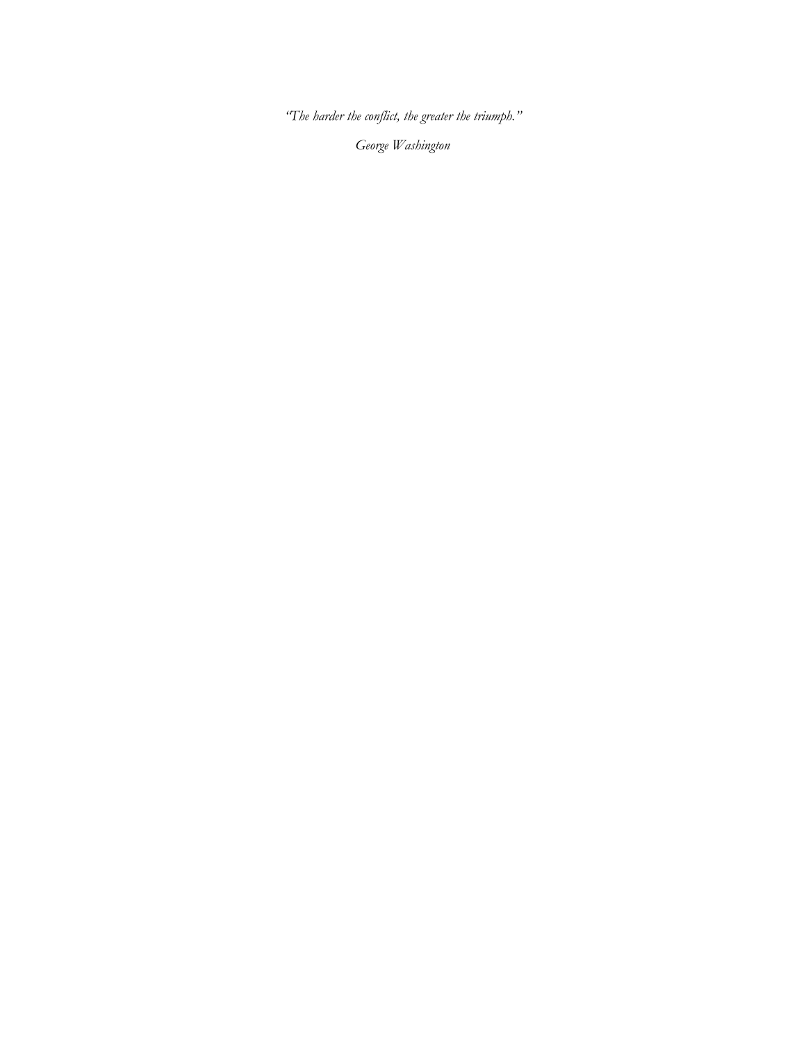*"The harder the conflict, the greater the triumph."*

*George Washington*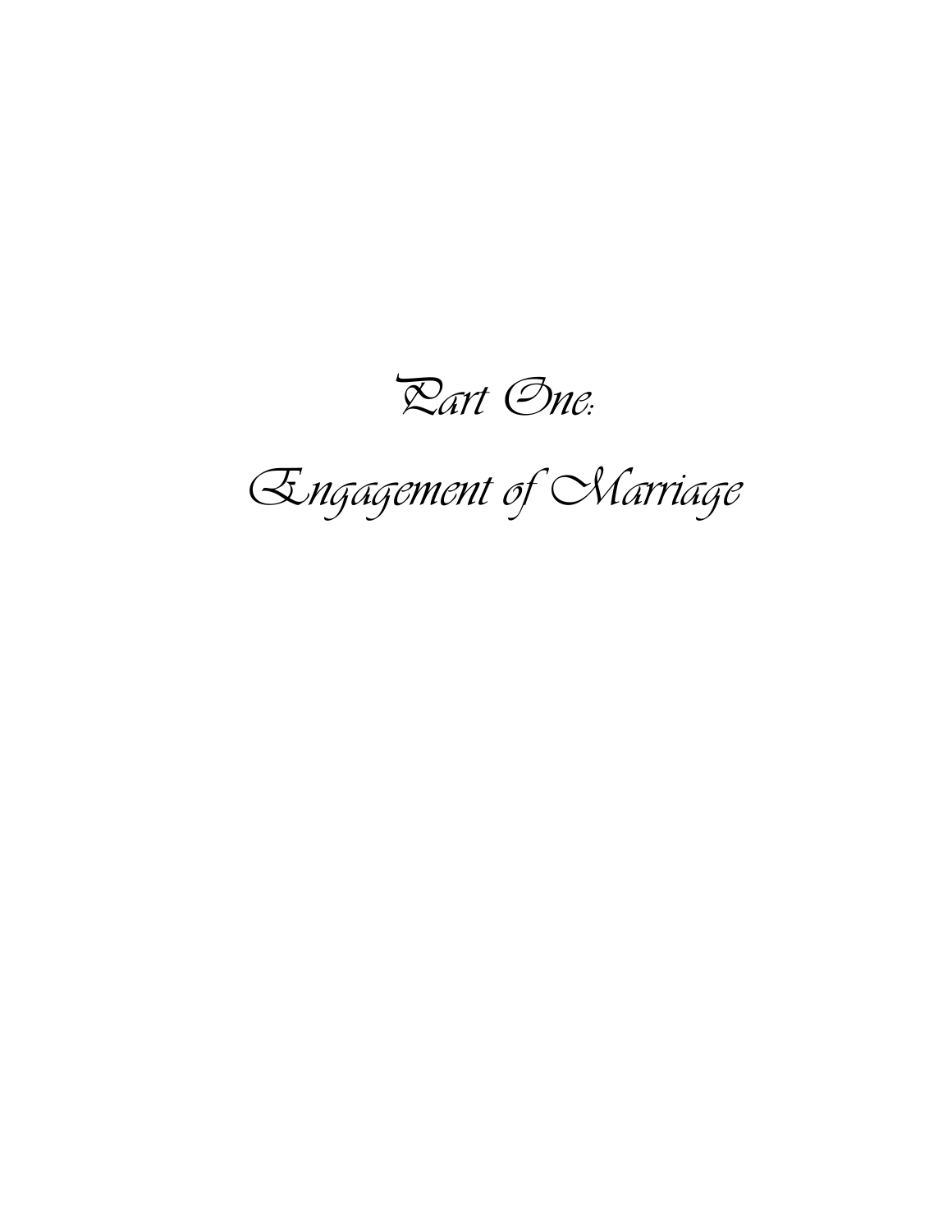# Part One:

# Engagement of Marriage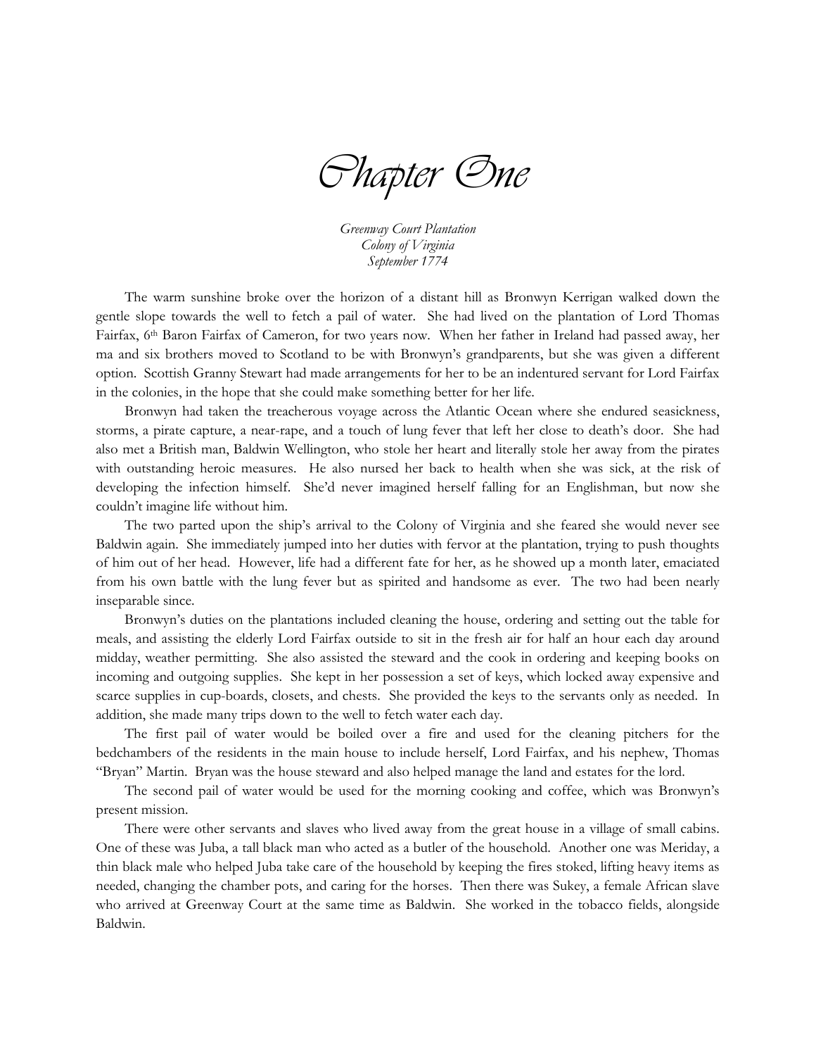# Chapter One

*Greenway Court Plantation*
*Colony of Virginia*
*September 1774*

The warm sunshine broke over the horizon of a distant hill as Bronwyn Kerrigan walked down the gentle slope towards the well to fetch a pail of water. She had lived on the plantation of Lord Thomas Fairfax, 6th Baron Fairfax of Cameron, for two years now. When her father in Ireland had passed away, her ma and six brothers moved to Scotland to be with Bronwyn's grandparents, but she was given a different option. Scottish Granny Stewart had made arrangements for her to be an indentured servant for Lord Fairfax in the colonies, in the hope that she could make something better for her life.

Bronwyn had taken the treacherous voyage across the Atlantic Ocean where she endured seasickness, storms, a pirate capture, a near-rape, and a touch of lung fever that left her close to death's door. She had also met a British man, Baldwin Wellington, who stole her heart and literally stole her away from the pirates with outstanding heroic measures. He also nursed her back to health when she was sick, at the risk of developing the infection himself. She'd never imagined herself falling for an Englishman, but now she couldn't imagine life without him.

The two parted upon the ship's arrival to the Colony of Virginia and she feared she would never see Baldwin again. She immediately jumped into her duties with fervor at the plantation, trying to push thoughts of him out of her head. However, life had a different fate for her, as he showed up a month later, emaciated from his own battle with the lung fever but as spirited and handsome as ever. The two had been nearly inseparable since.

Bronwyn's duties on the plantations included cleaning the house, ordering and setting out the table for meals, and assisting the elderly Lord Fairfax outside to sit in the fresh air for half an hour each day around midday, weather permitting. She also assisted the steward and the cook in ordering and keeping books on incoming and outgoing supplies. She kept in her possession a set of keys, which locked away expensive and scarce supplies in cup-boards, closets, and chests. She provided the keys to the servants only as needed. In addition, she made many trips down to the well to fetch water each day.

The first pail of water would be boiled over a fire and used for the cleaning pitchers for the bedchambers of the residents in the main house to include herself, Lord Fairfax, and his nephew, Thomas "Bryan" Martin. Bryan was the house steward and also helped manage the land and estates for the lord.

The second pail of water would be used for the morning cooking and coffee, which was Bronwyn's present mission.

There were other servants and slaves who lived away from the great house in a village of small cabins. One of these was Juba, a tall black man who acted as a butler of the household. Another one was Meriday, a thin black male who helped Juba take care of the household by keeping the fires stoked, lifting heavy items as needed, changing the chamber pots, and caring for the horses. Then there was Sukey, a female African slave who arrived at Greenway Court at the same time as Baldwin. She worked in the tobacco fields, alongside Baldwin.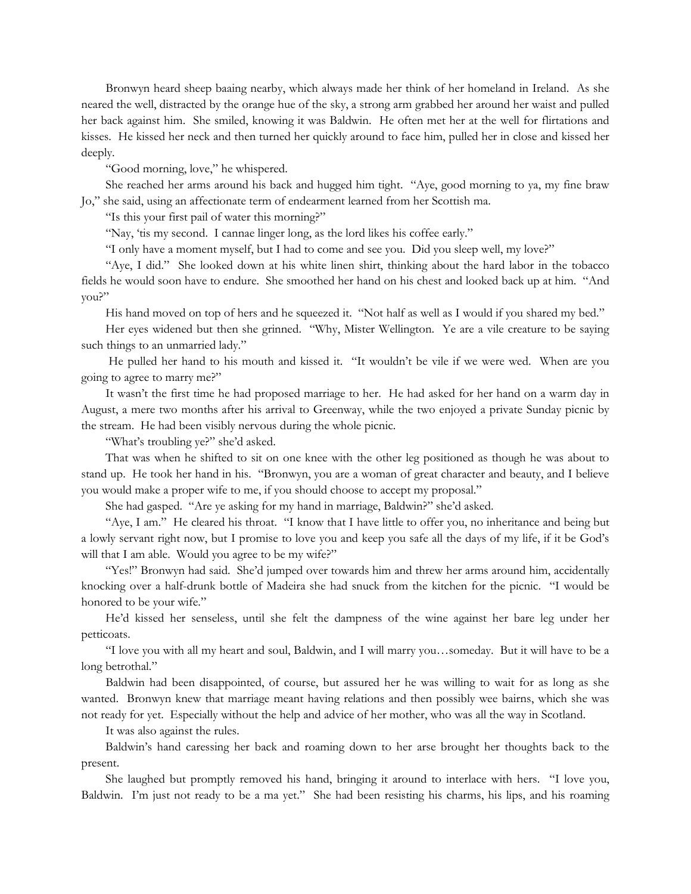Bronwyn heard sheep baaing nearby, which always made her think of her homeland in Ireland. As she neared the well, distracted by the orange hue of the sky, a strong arm grabbed her around her waist and pulled her back against him. She smiled, knowing it was Baldwin. He often met her at the well for flirtations and kisses. He kissed her neck and then turned her quickly around to face him, pulled her in close and kissed her deeply.

"Good morning, love," he whispered.

She reached her arms around his back and hugged him tight. "Aye, good morning to ya, my fine braw Jo," she said, using an affectionate term of endearment learned from her Scottish ma.

"Is this your first pail of water this morning?"

"Nay, 'tis my second. I cannae linger long, as the lord likes his coffee early."

"I only have a moment myself, but I had to come and see you. Did you sleep well, my love?"

"Aye, I did." She looked down at his white linen shirt, thinking about the hard labor in the tobacco fields he would soon have to endure. She smoothed her hand on his chest and looked back up at him. "And you?"

His hand moved on top of hers and he squeezed it. "Not half as well as I would if you shared my bed."

Her eyes widened but then she grinned. "Why, Mister Wellington. Ye are a vile creature to be saying such things to an unmarried lady."

He pulled her hand to his mouth and kissed it. "It wouldn't be vile if we were wed. When are you going to agree to marry me?"

It wasn't the first time he had proposed marriage to her. He had asked for her hand on a warm day in August, a mere two months after his arrival to Greenway, while the two enjoyed a private Sunday picnic by the stream. He had been visibly nervous during the whole picnic.

"What's troubling ye?" she'd asked.

That was when he shifted to sit on one knee with the other leg positioned as though he was about to stand up. He took her hand in his. "Bronwyn, you are a woman of great character and beauty, and I believe you would make a proper wife to me, if you should choose to accept my proposal."

She had gasped. "Are ye asking for my hand in marriage, Baldwin?" she'd asked.

"Aye, I am." He cleared his throat. "I know that I have little to offer you, no inheritance and being but a lowly servant right now, but I promise to love you and keep you safe all the days of my life, if it be God's will that I am able. Would you agree to be my wife?"

"Yes!" Bronwyn had said. She'd jumped over towards him and threw her arms around him, accidentally knocking over a half-drunk bottle of Madeira she had snuck from the kitchen for the picnic. "I would be honored to be your wife."

He'd kissed her senseless, until she felt the dampness of the wine against her bare leg under her petticoats.

"I love you with all my heart and soul, Baldwin, and I will marry you…someday. But it will have to be a long betrothal."

Baldwin had been disappointed, of course, but assured her he was willing to wait for as long as she wanted. Bronwyn knew that marriage meant having relations and then possibly wee bairns, which she was not ready for yet. Especially without the help and advice of her mother, who was all the way in Scotland.

It was also against the rules.

Baldwin's hand caressing her back and roaming down to her arse brought her thoughts back to the present.

She laughed but promptly removed his hand, bringing it around to interlace with hers. "I love you, Baldwin. I'm just not ready to be a ma yet." She had been resisting his charms, his lips, and his roaming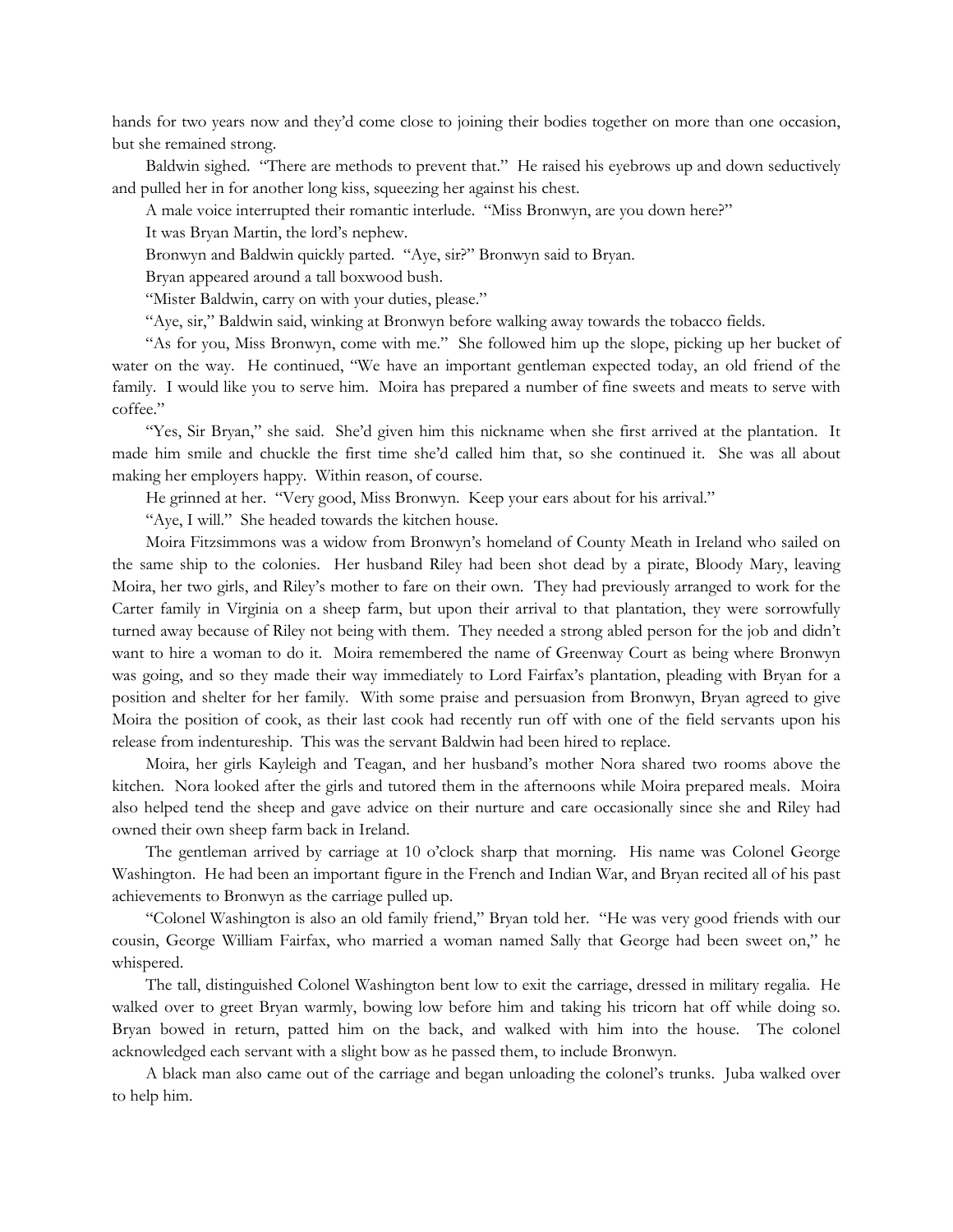hands for two years now and they'd come close to joining their bodies together on more than one occasion, but she remained strong.

Baldwin sighed. "There are methods to prevent that." He raised his eyebrows up and down seductively and pulled her in for another long kiss, squeezing her against his chest.

A male voice interrupted their romantic interlude. "Miss Bronwyn, are you down here?"

It was Bryan Martin, the lord's nephew.

Bronwyn and Baldwin quickly parted. "Aye, sir?" Bronwyn said to Bryan.

Bryan appeared around a tall boxwood bush.

"Mister Baldwin, carry on with your duties, please."

"Aye, sir," Baldwin said, winking at Bronwyn before walking away towards the tobacco fields.

"As for you, Miss Bronwyn, come with me." She followed him up the slope, picking up her bucket of water on the way. He continued, "We have an important gentleman expected today, an old friend of the family. I would like you to serve him. Moira has prepared a number of fine sweets and meats to serve with coffee."

"Yes, Sir Bryan," she said. She'd given him this nickname when she first arrived at the plantation. It made him smile and chuckle the first time she'd called him that, so she continued it. She was all about making her employers happy. Within reason, of course.

He grinned at her. "Very good, Miss Bronwyn. Keep your ears about for his arrival."

"Aye, I will." She headed towards the kitchen house.

Moira Fitzsimmons was a widow from Bronwyn's homeland of County Meath in Ireland who sailed on the same ship to the colonies. Her husband Riley had been shot dead by a pirate, Bloody Mary, leaving Moira, her two girls, and Riley's mother to fare on their own. They had previously arranged to work for the Carter family in Virginia on a sheep farm, but upon their arrival to that plantation, they were sorrowfully turned away because of Riley not being with them. They needed a strong abled person for the job and didn't want to hire a woman to do it. Moira remembered the name of Greenway Court as being where Bronwyn was going, and so they made their way immediately to Lord Fairfax's plantation, pleading with Bryan for a position and shelter for her family. With some praise and persuasion from Bronwyn, Bryan agreed to give Moira the position of cook, as their last cook had recently run off with one of the field servants upon his release from indentureship. This was the servant Baldwin had been hired to replace.

Moira, her girls Kayleigh and Teagan, and her husband's mother Nora shared two rooms above the kitchen. Nora looked after the girls and tutored them in the afternoons while Moira prepared meals. Moira also helped tend the sheep and gave advice on their nurture and care occasionally since she and Riley had owned their own sheep farm back in Ireland.

The gentleman arrived by carriage at 10 o'clock sharp that morning. His name was Colonel George Washington. He had been an important figure in the French and Indian War, and Bryan recited all of his past achievements to Bronwyn as the carriage pulled up.

"Colonel Washington is also an old family friend," Bryan told her. "He was very good friends with our cousin, George William Fairfax, who married a woman named Sally that George had been sweet on," he whispered.

The tall, distinguished Colonel Washington bent low to exit the carriage, dressed in military regalia. He walked over to greet Bryan warmly, bowing low before him and taking his tricorn hat off while doing so. Bryan bowed in return, patted him on the back, and walked with him into the house. The colonel acknowledged each servant with a slight bow as he passed them, to include Bronwyn.

A black man also came out of the carriage and began unloading the colonel's trunks. Juba walked over to help him.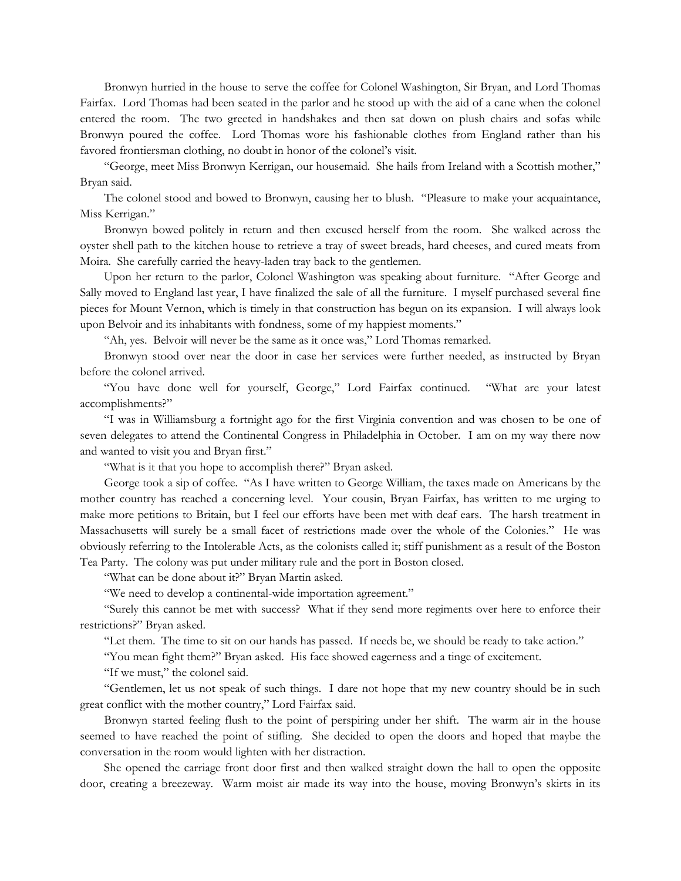Bronwyn hurried in the house to serve the coffee for Colonel Washington, Sir Bryan, and Lord Thomas Fairfax. Lord Thomas had been seated in the parlor and he stood up with the aid of a cane when the colonel entered the room. The two greeted in handshakes and then sat down on plush chairs and sofas while Bronwyn poured the coffee. Lord Thomas wore his fashionable clothes from England rather than his favored frontiersman clothing, no doubt in honor of the colonel's visit.

"George, meet Miss Bronwyn Kerrigan, our housemaid. She hails from Ireland with a Scottish mother," Bryan said.

The colonel stood and bowed to Bronwyn, causing her to blush. "Pleasure to make your acquaintance, Miss Kerrigan."

Bronwyn bowed politely in return and then excused herself from the room. She walked across the oyster shell path to the kitchen house to retrieve a tray of sweet breads, hard cheeses, and cured meats from Moira. She carefully carried the heavy-laden tray back to the gentlemen.

Upon her return to the parlor, Colonel Washington was speaking about furniture. "After George and Sally moved to England last year, I have finalized the sale of all the furniture. I myself purchased several fine pieces for Mount Vernon, which is timely in that construction has begun on its expansion. I will always look upon Belvoir and its inhabitants with fondness, some of my happiest moments."

"Ah, yes. Belvoir will never be the same as it once was," Lord Thomas remarked.

Bronwyn stood over near the door in case her services were further needed, as instructed by Bryan before the colonel arrived.

"You have done well for yourself, George," Lord Fairfax continued. "What are your latest accomplishments?"

"I was in Williamsburg a fortnight ago for the first Virginia convention and was chosen to be one of seven delegates to attend the Continental Congress in Philadelphia in October. I am on my way there now and wanted to visit you and Bryan first."

"What is it that you hope to accomplish there?" Bryan asked.

George took a sip of coffee. "As I have written to George William, the taxes made on Americans by the mother country has reached a concerning level. Your cousin, Bryan Fairfax, has written to me urging to make more petitions to Britain, but I feel our efforts have been met with deaf ears. The harsh treatment in Massachusetts will surely be a small facet of restrictions made over the whole of the Colonies." He was obviously referring to the Intolerable Acts, as the colonists called it; stiff punishment as a result of the Boston Tea Party. The colony was put under military rule and the port in Boston closed.

"What can be done about it?" Bryan Martin asked.

"We need to develop a continental-wide importation agreement."

"Surely this cannot be met with success? What if they send more regiments over here to enforce their restrictions?" Bryan asked.

"Let them. The time to sit on our hands has passed. If needs be, we should be ready to take action."

"You mean fight them?" Bryan asked. His face showed eagerness and a tinge of excitement.

"If we must," the colonel said.

"Gentlemen, let us not speak of such things. I dare not hope that my new country should be in such great conflict with the mother country," Lord Fairfax said.

Bronwyn started feeling flush to the point of perspiring under her shift. The warm air in the house seemed to have reached the point of stifling. She decided to open the doors and hoped that maybe the conversation in the room would lighten with her distraction.

She opened the carriage front door first and then walked straight down the hall to open the opposite door, creating a breezeway. Warm moist air made its way into the house, moving Bronwyn's skirts in its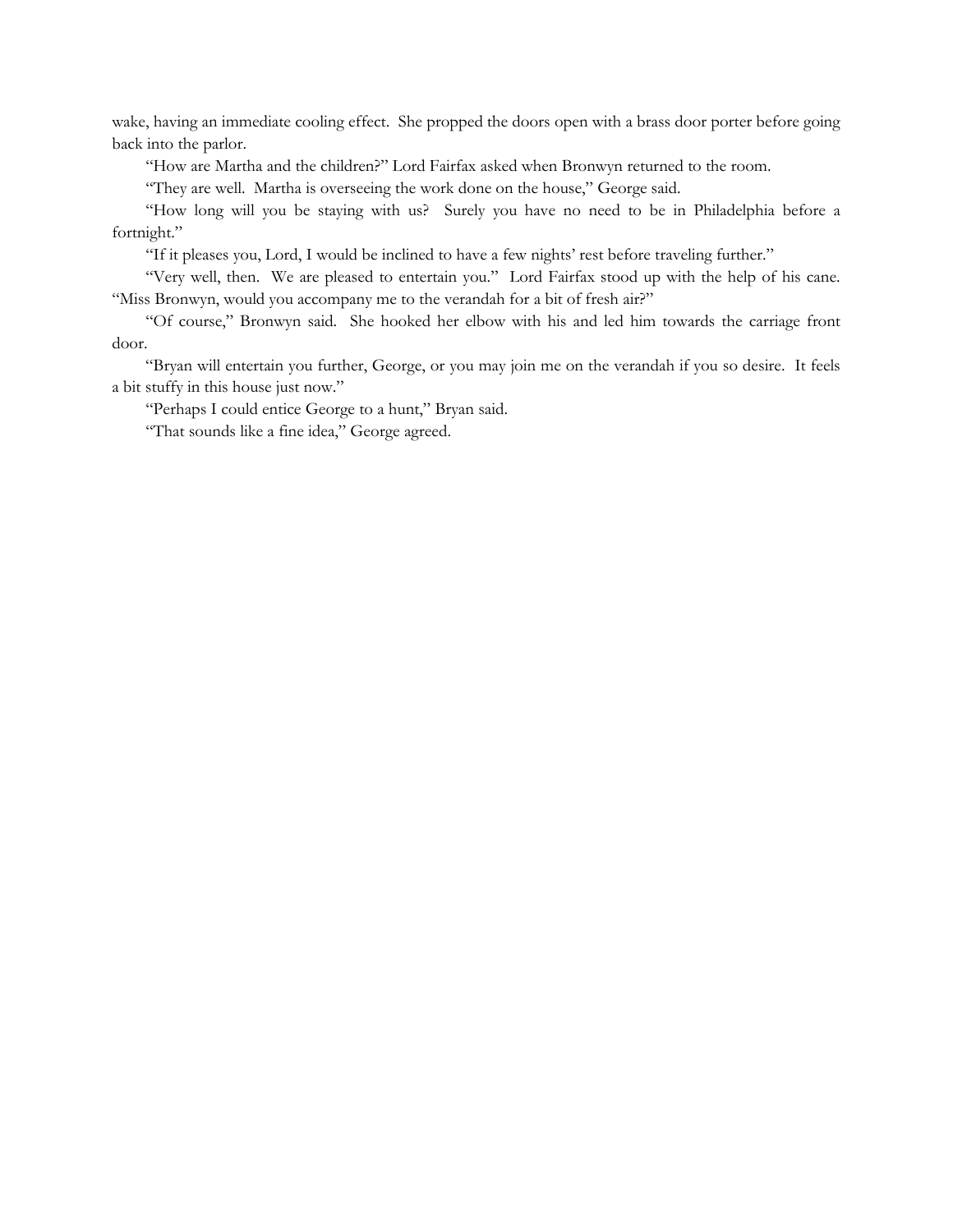wake, having an immediate cooling effect. She propped the doors open with a brass door porter before going back into the parlor.

"How are Martha and the children?" Lord Fairfax asked when Bronwyn returned to the room.

"They are well. Martha is overseeing the work done on the house," George said.

"How long will you be staying with us? Surely you have no need to be in Philadelphia before a fortnight."

"If it pleases you, Lord, I would be inclined to have a few nights' rest before traveling further."

"Very well, then. We are pleased to entertain you." Lord Fairfax stood up with the help of his cane. "Miss Bronwyn, would you accompany me to the verandah for a bit of fresh air?"

"Of course," Bronwyn said. She hooked her elbow with his and led him towards the carriage front door.

"Bryan will entertain you further, George, or you may join me on the verandah if you so desire. It feels a bit stuffy in this house just now."

"Perhaps I could entice George to a hunt," Bryan said.

"That sounds like a fine idea," George agreed.